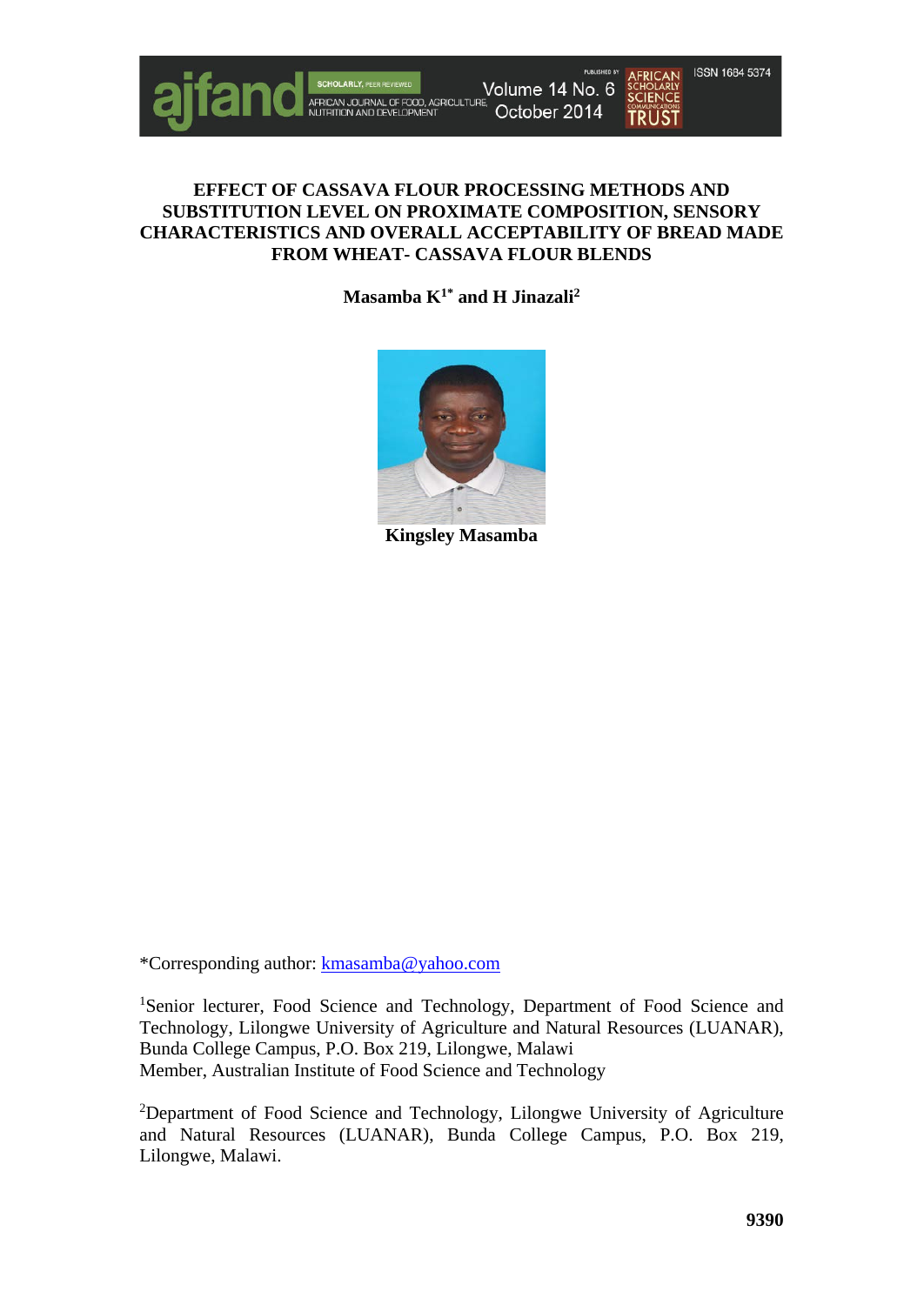# EFFECT OF CASSAVA FLOUR PROCESSING METHODS AND SUBSTITUTION LEVEL ON PROXIMATE COMPOSITION, SENSORY CHARACTERISTICS AND OVERALL ACCEPTABILITY OF BREAD MADE FROM WHEAT- CASSAVA FLOUR BLENDS

**Masamba K[1*] and H Jinazali[2]**

**Kingsley Masamba**

*Corresponding author: kmasamba@yahoo.com

[1]Senior lecturer, Food Science and Technology, Department of Food Science and Technology, Lilongwe University of Agriculture and Natural Resources (LUANAR), Bunda College Campus, P.O. Box 219, Lilongwe, Malawi
Member, Australian Institute of Food Science and Technology

[2]Department of Food Science and Technology, Lilongwe University of Agriculture and Natural Resources (LUANAR), Bunda College Campus, P.O. Box 219, Lilongwe, Malawi.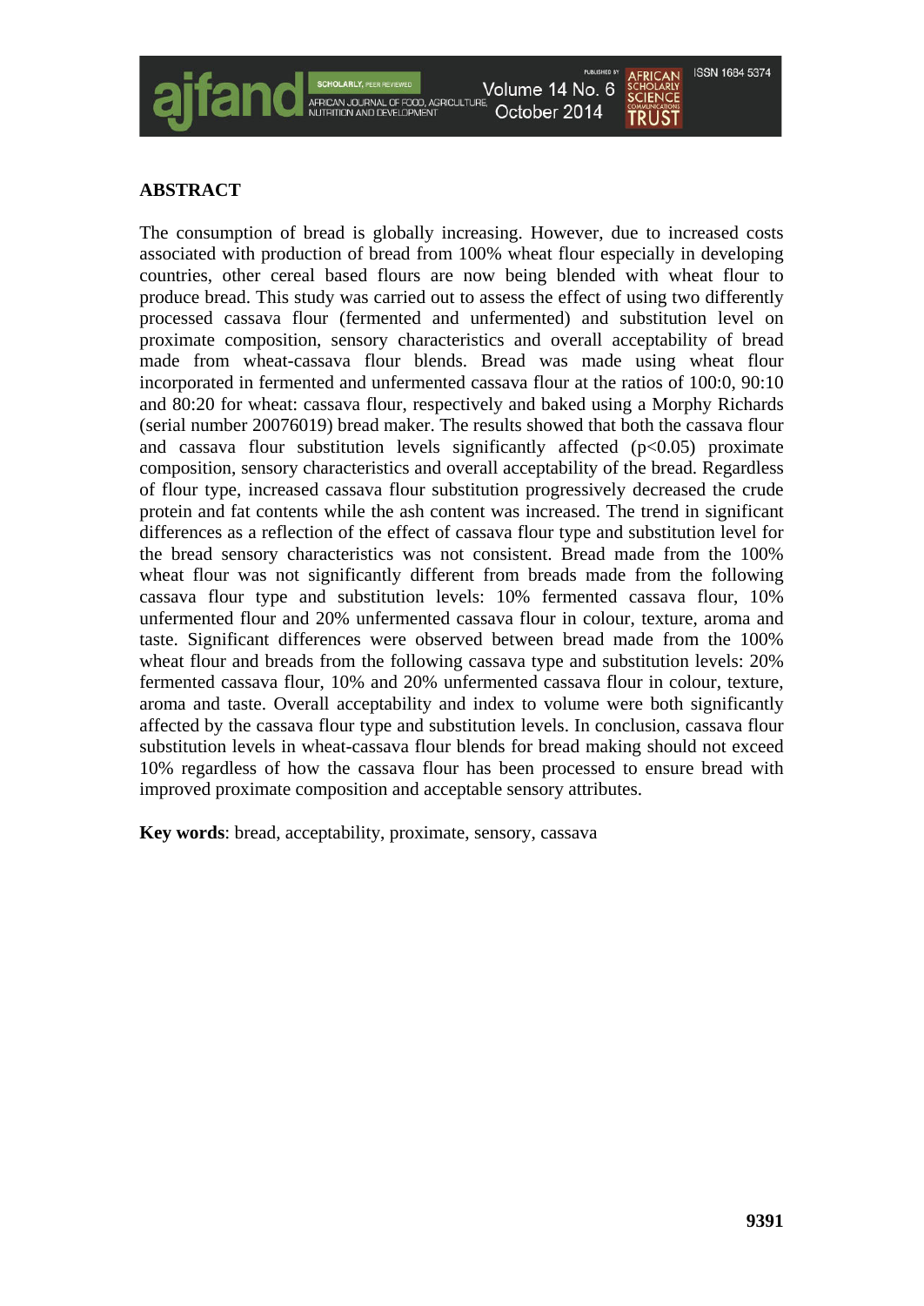## ABSTRACT

The consumption of bread is globally increasing. However, due to increased costs associated with production of bread from 100% wheat flour especially in developing countries, other cereal based flours are now being blended with wheat flour to produce bread. This study was carried out to assess the effect of using two differently processed cassava flour (fermented and unfermented) and substitution level on proximate composition, sensory characteristics and overall acceptability of bread made from wheat-cassava flour blends. Bread was made using wheat flour incorporated in fermented and unfermented cassava flour at the ratios of 100:0, 90:10 and 80:20 for wheat: cassava flour, respectively and baked using a Morphy Richards (serial number 20076019) bread maker. The results showed that both the cassava flour and cassava flour substitution levels significantly affected ($p<0.05$) proximate composition, sensory characteristics and overall acceptability of the bread. Regardless of flour type, increased cassava flour substitution progressively decreased the crude protein and fat contents while the ash content was increased. The trend in significant differences as a reflection of the effect of cassava flour type and substitution level for the bread sensory characteristics was not consistent. Bread made from the 100% wheat flour was not significantly different from breads made from the following cassava flour type and substitution levels: 10% fermented cassava flour, 10% unfermented flour and 20% unfermented cassava flour in colour, texture, aroma and taste. Significant differences were observed between bread made from the 100% wheat flour and breads from the following cassava type and substitution levels: 20% fermented cassava flour, 10% and 20% unfermented cassava flour in colour, texture, aroma and taste. Overall acceptability and index to volume were both significantly affected by the cassava flour type and substitution levels. In conclusion, cassava flour substitution levels in wheat-cassava flour blends for bread making should not exceed 10% regardless of how the cassava flour has been processed to ensure bread with improved proximate composition and acceptable sensory attributes.

**Key words**: bread, acceptability, proximate, sensory, cassava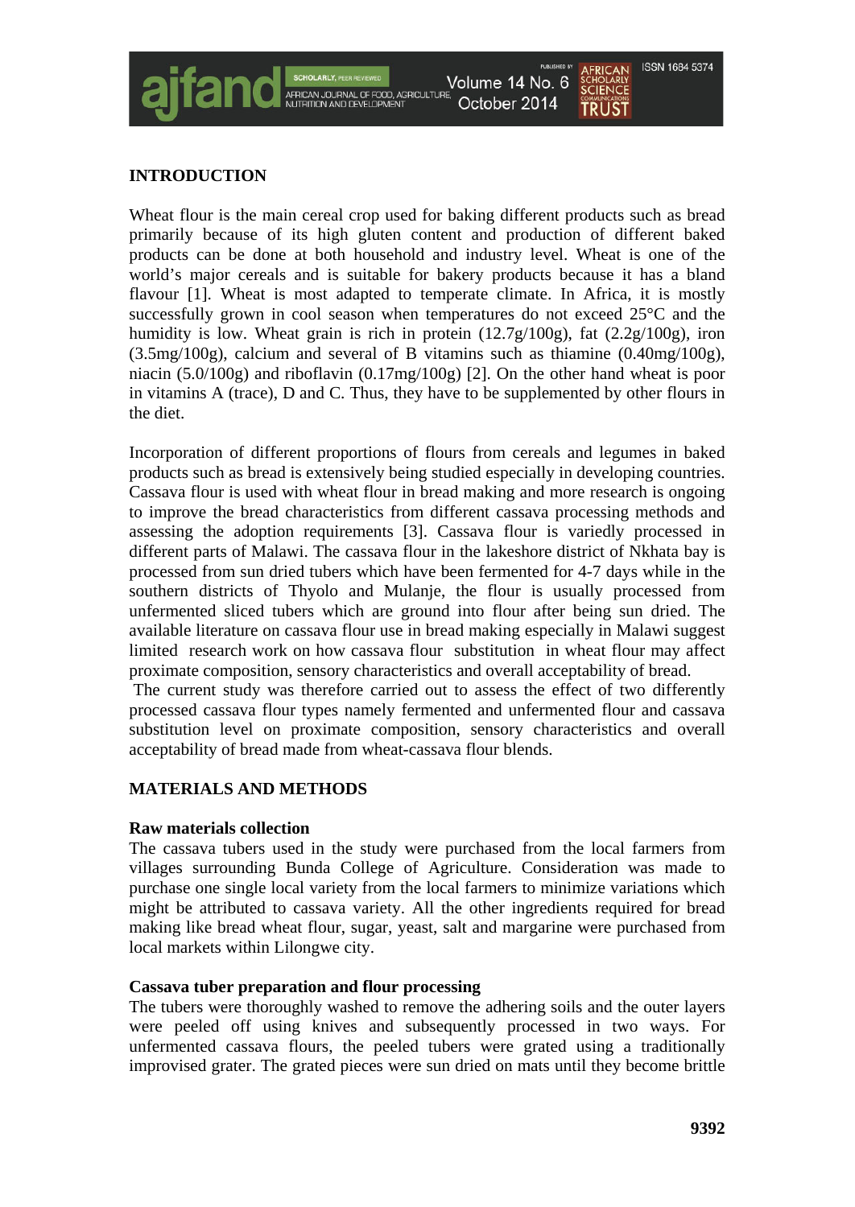## INTRODUCTION

Wheat flour is the main cereal crop used for baking different products such as bread primarily because of its high gluten content and production of different baked products can be done at both household and industry level. Wheat is one of the world's major cereals and is suitable for bakery products because it has a bland flavour [1]. Wheat is most adapted to temperate climate. In Africa, it is mostly successfully grown in cool season when temperatures do not exceed 25°C and the humidity is low. Wheat grain is rich in protein (12.7g/100g), fat (2.2g/100g), iron (3.5mg/100g), calcium and several of B vitamins such as thiamine (0.40mg/100g), niacin (5.0/100g) and riboflavin (0.17mg/100g) [2]. On the other hand wheat is poor in vitamins A (trace), D and C. Thus, they have to be supplemented by other flours in the diet.

Incorporation of different proportions of flours from cereals and legumes in baked products such as bread is extensively being studied especially in developing countries. Cassava flour is used with wheat flour in bread making and more research is ongoing to improve the bread characteristics from different cassava processing methods and assessing the adoption requirements [3]. Cassava flour is variedly processed in different parts of Malawi. The cassava flour in the lakeshore district of Nkhata bay is processed from sun dried tubers which have been fermented for 4-7 days while in the southern districts of Thyolo and Mulanje, the flour is usually processed from unfermented sliced tubers which are ground into flour after being sun dried. The available literature on cassava flour use in bread making especially in Malawi suggest limited research work on how cassava flour substitution in wheat flour may affect proximate composition, sensory characteristics and overall acceptability of bread.
The current study was therefore carried out to assess the effect of two differently processed cassava flour types namely fermented and unfermented flour and cassava substitution level on proximate composition, sensory characteristics and overall acceptability of bread made from wheat-cassava flour blends.

## MATERIALS AND METHODS

### Raw materials collection

The cassava tubers used in the study were purchased from the local farmers from villages surrounding Bunda College of Agriculture. Consideration was made to purchase one single local variety from the local farmers to minimize variations which might be attributed to cassava variety. All the other ingredients required for bread making like bread wheat flour, sugar, yeast, salt and margarine were purchased from local markets within Lilongwe city.

### Cassava tuber preparation and flour processing

The tubers were thoroughly washed to remove the adhering soils and the outer layers were peeled off using knives and subsequently processed in two ways. For unfermented cassava flours, the peeled tubers were grated using a traditionally improvised grater. The grated pieces were sun dried on mats until they become brittle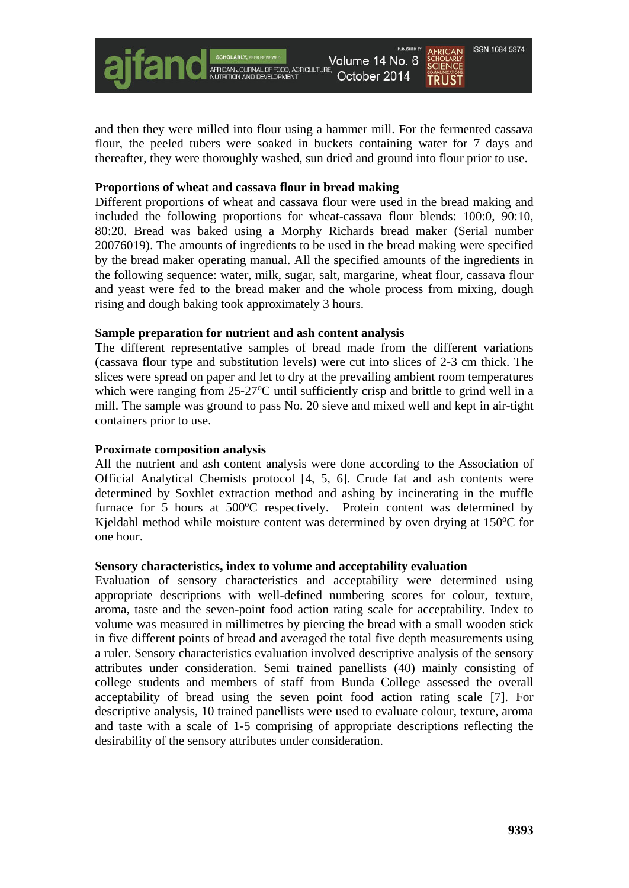and then they were milled into flour using a hammer mill. For the fermented cassava flour, the peeled tubers were soaked in buckets containing water for 7 days and thereafter, they were thoroughly washed, sun dried and ground into flour prior to use.

**Proportions of wheat and cassava flour in bread making**

Different proportions of wheat and cassava flour were used in the bread making and included the following proportions for wheat-cassava flour blends: 100:0, 90:10, 80:20. Bread was baked using a Morphy Richards bread maker (Serial number 20076019). The amounts of ingredients to be used in the bread making were specified by the bread maker operating manual. All the specified amounts of the ingredients in the following sequence: water, milk, sugar, salt, margarine, wheat flour, cassava flour and yeast were fed to the bread maker and the whole process from mixing, dough rising and dough baking took approximately 3 hours.

**Sample preparation for nutrient and ash content analysis**

The different representative samples of bread made from the different variations (cassava flour type and substitution levels) were cut into slices of 2-3 cm thick. The slices were spread on paper and let to dry at the prevailing ambient room temperatures which were ranging from 25-27$^{o}$C until sufficiently crisp and brittle to grind well in a mill. The sample was ground to pass No. 20 sieve and mixed well and kept in air-tight containers prior to use.

**Proximate composition analysis**

All the nutrient and ash content analysis were done according to the Association of Official Analytical Chemists protocol [4, 5, 6]. Crude fat and ash contents were determined by Soxhlet extraction method and ashing by incinerating in the muffle furnace for 5 hours at 500$^{o}$C respectively. Protein content was determined by Kjeldahl method while moisture content was determined by oven drying at 150$^{o}$C for one hour.

**Sensory characteristics, index to volume and acceptability evaluation**

Evaluation of sensory characteristics and acceptability were determined using appropriate descriptions with well-defined numbering scores for colour, texture, aroma, taste and the seven-point food action rating scale for acceptability. Index to volume was measured in millimetres by piercing the bread with a small wooden stick in five different points of bread and averaged the total five depth measurements using a ruler. Sensory characteristics evaluation involved descriptive analysis of the sensory attributes under consideration. Semi trained panellists (40) mainly consisting of college students and members of staff from Bunda College assessed the overall acceptability of bread using the seven point food action rating scale [7]. For descriptive analysis, 10 trained panellists were used to evaluate colour, texture, aroma and taste with a scale of 1-5 comprising of appropriate descriptions reflecting the desirability of the sensory attributes under consideration.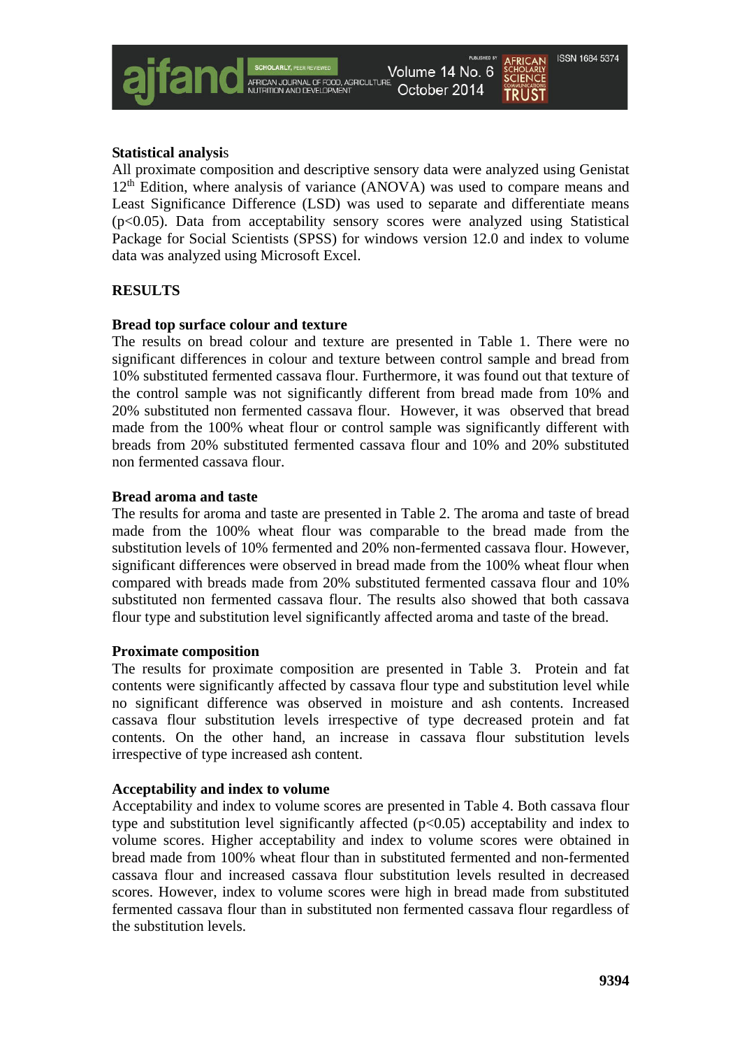**Statistical analysis**

All proximate composition and descriptive sensory data were analyzed using Genistat 12[th] Edition, where analysis of variance (ANOVA) was used to compare means and Least Significance Difference (LSD) was used to separate and differentiate means ($p<0.05$). Data from acceptability sensory scores were analyzed using Statistical Package for Social Scientists (SPSS) for windows version 12.0 and index to volume data was analyzed using Microsoft Excel.

## RESULTS

**Bread top surface colour and texture**

The results on bread colour and texture are presented in Table 1. There were no significant differences in colour and texture between control sample and bread from 10% substituted fermented cassava flour. Furthermore, it was found out that texture of the control sample was not significantly different from bread made from 10% and 20% substituted non fermented cassava flour. However, it was observed that bread made from the 100% wheat flour or control sample was significantly different with breads from 20% substituted fermented cassava flour and 10% and 20% substituted non fermented cassava flour.

**Bread aroma and taste**

The results for aroma and taste are presented in Table 2. The aroma and taste of bread made from the 100% wheat flour was comparable to the bread made from the substitution levels of 10% fermented and 20% non-fermented cassava flour. However, significant differences were observed in bread made from the 100% wheat flour when compared with breads made from 20% substituted fermented cassava flour and 10% substituted non fermented cassava flour. The results also showed that both cassava flour type and substitution level significantly affected aroma and taste of the bread.

**Proximate composition**

The results for proximate composition are presented in Table 3. Protein and fat contents were significantly affected by cassava flour type and substitution level while no significant difference was observed in moisture and ash contents. Increased cassava flour substitution levels irrespective of type decreased protein and fat contents. On the other hand, an increase in cassava flour substitution levels irrespective of type increased ash content.

**Acceptability and index to volume**

Acceptability and index to volume scores are presented in Table 4. Both cassava flour type and substitution level significantly affected ($p<0.05$) acceptability and index to volume scores. Higher acceptability and index to volume scores were obtained in bread made from 100% wheat flour than in substituted fermented and non-fermented cassava flour and increased cassava flour substitution levels resulted in decreased scores. However, index to volume scores were high in bread made from substituted fermented cassava flour than in substituted non fermented cassava flour regardless of the substitution levels.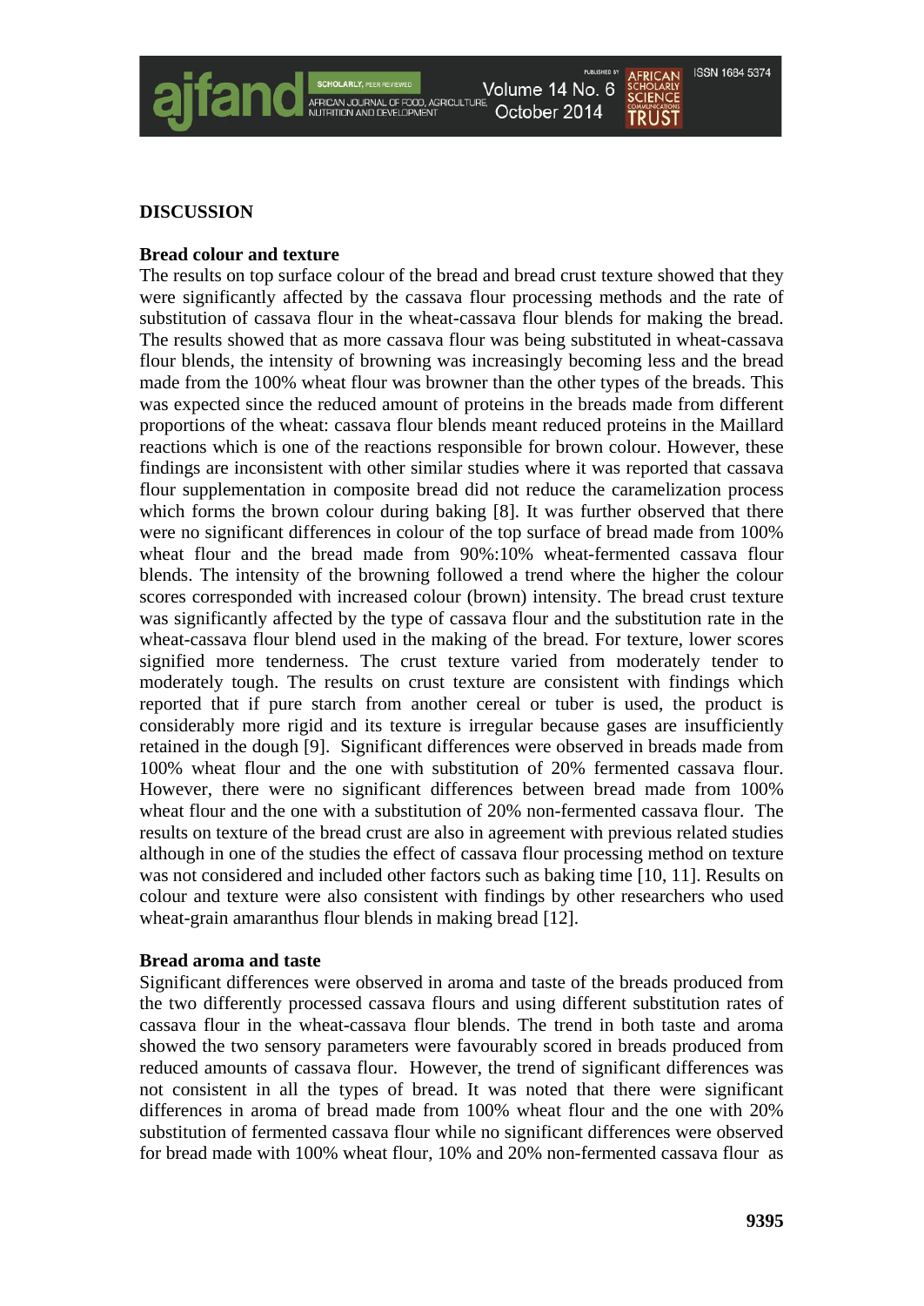## DISCUSSION

### Bread colour and texture

The results on top surface colour of the bread and bread crust texture showed that they were significantly affected by the cassava flour processing methods and the rate of substitution of cassava flour in the wheat-cassava flour blends for making the bread. The results showed that as more cassava flour was being substituted in wheat-cassava flour blends, the intensity of browning was increasingly becoming less and the bread made from the 100% wheat flour was browner than the other types of the breads. This was expected since the reduced amount of proteins in the breads made from different proportions of the wheat: cassava flour blends meant reduced proteins in the Maillard reactions which is one of the reactions responsible for brown colour. However, these findings are inconsistent with other similar studies where it was reported that cassava flour supplementation in composite bread did not reduce the caramelization process which forms the brown colour during baking [8]. It was further observed that there were no significant differences in colour of the top surface of bread made from 100% wheat flour and the bread made from 90%:10% wheat-fermented cassava flour blends. The intensity of the browning followed a trend where the higher the colour scores corresponded with increased colour (brown) intensity. The bread crust texture was significantly affected by the type of cassava flour and the substitution rate in the wheat-cassava flour blend used in the making of the bread. For texture, lower scores signified more tenderness. The crust texture varied from moderately tender to moderately tough. The results on crust texture are consistent with findings which reported that if pure starch from another cereal or tuber is used, the product is considerably more rigid and its texture is irregular because gases are insufficiently retained in the dough [9]. Significant differences were observed in breads made from 100% wheat flour and the one with substitution of 20% fermented cassava flour. However, there were no significant differences between bread made from 100% wheat flour and the one with a substitution of 20% non-fermented cassava flour. The results on texture of the bread crust are also in agreement with previous related studies although in one of the studies the effect of cassava flour processing method on texture was not considered and included other factors such as baking time [10, 11]. Results on colour and texture were also consistent with findings by other researchers who used wheat-grain amaranthus flour blends in making bread [12].

### Bread aroma and taste

Significant differences were observed in aroma and taste of the breads produced from the two differently processed cassava flours and using different substitution rates of cassava flour in the wheat-cassava flour blends. The trend in both taste and aroma showed the two sensory parameters were favourably scored in breads produced from reduced amounts of cassava flour. However, the trend of significant differences was not consistent in all the types of bread. It was noted that there were significant differences in aroma of bread made from 100% wheat flour and the one with 20% substitution of fermented cassava flour while no significant differences were observed for bread made with 100% wheat flour, 10% and 20% non-fermented cassava flour as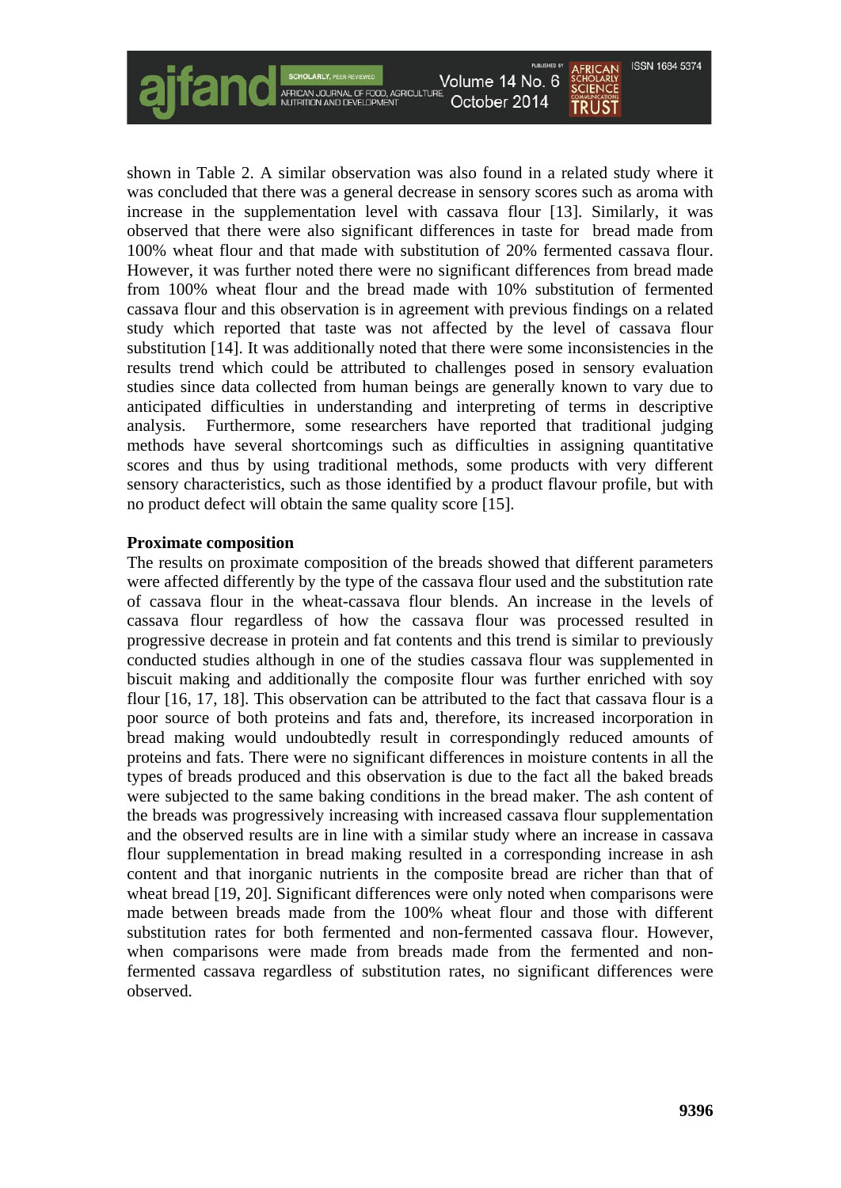shown in Table 2. A similar observation was also found in a related study where it was concluded that there was a general decrease in sensory scores such as aroma with increase in the supplementation level with cassava flour [13]. Similarly, it was observed that there were also significant differences in taste for bread made from 100% wheat flour and that made with substitution of 20% fermented cassava flour. However, it was further noted there were no significant differences from bread made from 100% wheat flour and the bread made with 10% substitution of fermented cassava flour and this observation is in agreement with previous findings on a related study which reported that taste was not affected by the level of cassava flour substitution [14]. It was additionally noted that there were some inconsistencies in the results trend which could be attributed to challenges posed in sensory evaluation studies since data collected from human beings are generally known to vary due to anticipated difficulties in understanding and interpreting of terms in descriptive analysis. Furthermore, some researchers have reported that traditional judging methods have several shortcomings such as difficulties in assigning quantitative scores and thus by using traditional methods, some products with very different sensory characteristics, such as those identified by a product flavour profile, but with no product defect will obtain the same quality score [15].

**Proximate composition**

The results on proximate composition of the breads showed that different parameters were affected differently by the type of the cassava flour used and the substitution rate of cassava flour in the wheat-cassava flour blends. An increase in the levels of cassava flour regardless of how the cassava flour was processed resulted in progressive decrease in protein and fat contents and this trend is similar to previously conducted studies although in one of the studies cassava flour was supplemented in biscuit making and additionally the composite flour was further enriched with soy flour [16, 17, 18]. This observation can be attributed to the fact that cassava flour is a poor source of both proteins and fats and, therefore, its increased incorporation in bread making would undoubtedly result in correspondingly reduced amounts of proteins and fats. There were no significant differences in moisture contents in all the types of breads produced and this observation is due to the fact all the baked breads were subjected to the same baking conditions in the bread maker. The ash content of the breads was progressively increasing with increased cassava flour supplementation and the observed results are in line with a similar study where an increase in cassava flour supplementation in bread making resulted in a corresponding increase in ash content and that inorganic nutrients in the composite bread are richer than that of wheat bread [19, 20]. Significant differences were only noted when comparisons were made between breads made from the 100% wheat flour and those with different substitution rates for both fermented and non-fermented cassava flour. However, when comparisons were made from breads made from the fermented and non-fermented cassava regardless of substitution rates, no significant differences were observed.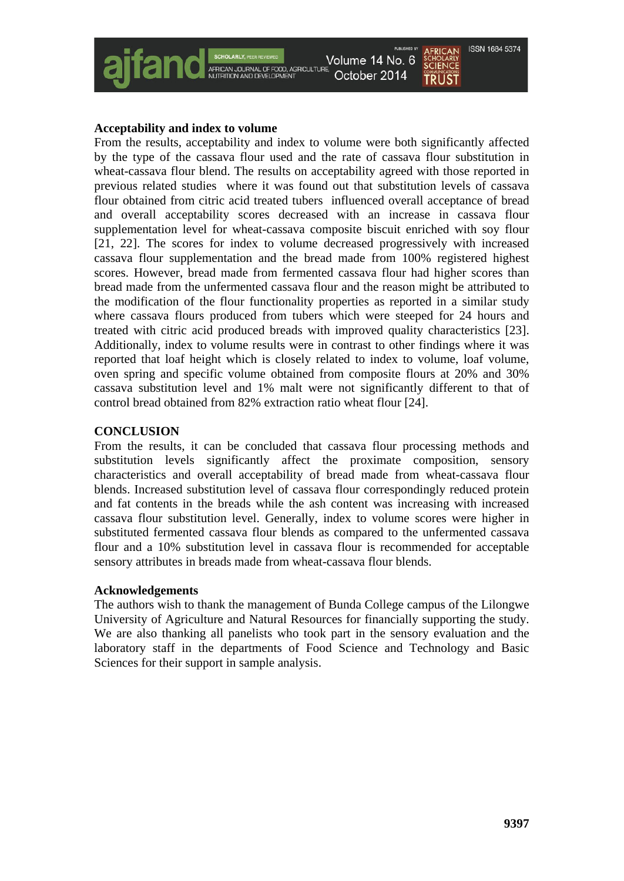### Acceptability and index to volume

From the results, acceptability and index to volume were both significantly affected by the type of the cassava flour used and the rate of cassava flour substitution in wheat-cassava flour blend. The results on acceptability agreed with those reported in previous related studies where it was found out that substitution levels of cassava flour obtained from citric acid treated tubers influenced overall acceptance of bread and overall acceptability scores decreased with an increase in cassava flour supplementation level for wheat-cassava composite biscuit enriched with soy flour [21, 22]. The scores for index to volume decreased progressively with increased cassava flour supplementation and the bread made from 100% registered highest scores. However, bread made from fermented cassava flour had higher scores than bread made from the unfermented cassava flour and the reason might be attributed to the modification of the flour functionality properties as reported in a similar study where cassava flours produced from tubers which were steeped for 24 hours and treated with citric acid produced breads with improved quality characteristics [23]. Additionally, index to volume results were in contrast to other findings where it was reported that loaf height which is closely related to index to volume, loaf volume, oven spring and specific volume obtained from composite flours at 20% and 30% cassava substitution level and 1% malt were not significantly different to that of control bread obtained from 82% extraction ratio wheat flour [24].

## CONCLUSION

From the results, it can be concluded that cassava flour processing methods and substitution levels significantly affect the proximate composition, sensory characteristics and overall acceptability of bread made from wheat-cassava flour blends. Increased substitution level of cassava flour correspondingly reduced protein and fat contents in the breads while the ash content was increasing with increased cassava flour substitution level. Generally, index to volume scores were higher in substituted fermented cassava flour blends as compared to the unfermented cassava flour and a 10% substitution level in cassava flour is recommended for acceptable sensory attributes in breads made from wheat-cassava flour blends.

### Acknowledgements

The authors wish to thank the management of Bunda College campus of the Lilongwe University of Agriculture and Natural Resources for financially supporting the study. We are also thanking all panelists who took part in the sensory evaluation and the laboratory staff in the departments of Food Science and Technology and Basic Sciences for their support in sample analysis.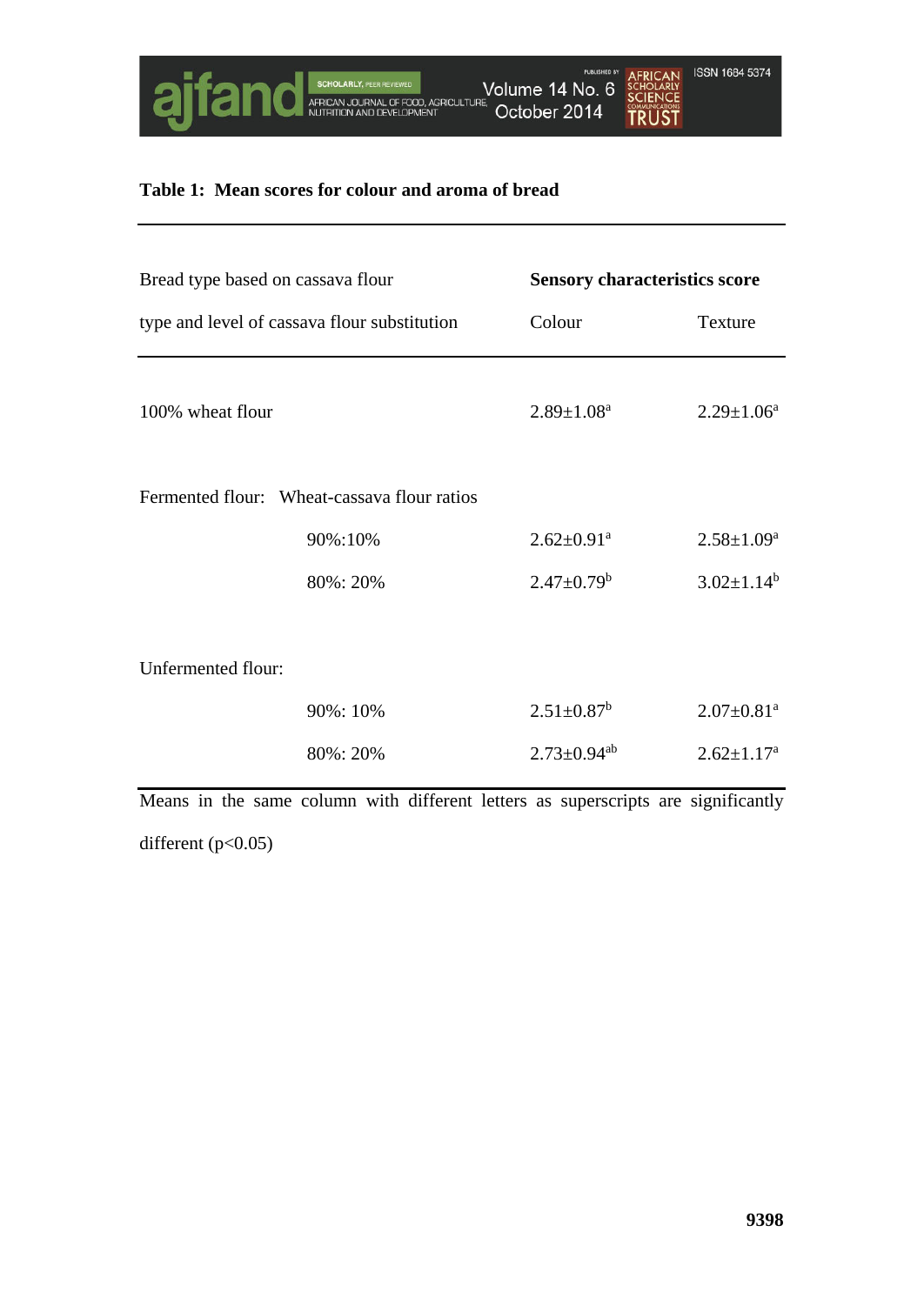**Table 1: Mean scores for colour and aroma of bread**

| Bread type based on cassava flour type and level of cassava flour substitution | | Sensory characteristics score | |
|---|---|---|---|
| | | Colour | Texture |
| 100% wheat flour | | $2.89 \pm 1.08^{a}$ | $2.29 \pm 1.06^{a}$ |
| Fermented flour: | Wheat-cassava flour ratios | | |
| | 90%:10% | $2.62 \pm 0.91^{a}$ | $2.58 \pm 1.09^{a}$ |
| | 80%: 20% | $2.47 \pm 0.79^{b}$ | $3.02 \pm 1.14^{b}$ |
| Unfermented flour: | | | |
| | 90%: 10% | $2.51 \pm 0.87^{b}$ | $2.07 \pm 0.81^{a}$ |
| | 80%: 20% | $2.73 \pm 0.94^{ab}$ | $2.62 \pm 1.17^{a}$ |

Means in the same column with different letters as superscripts are significantly different ($p<0.05$)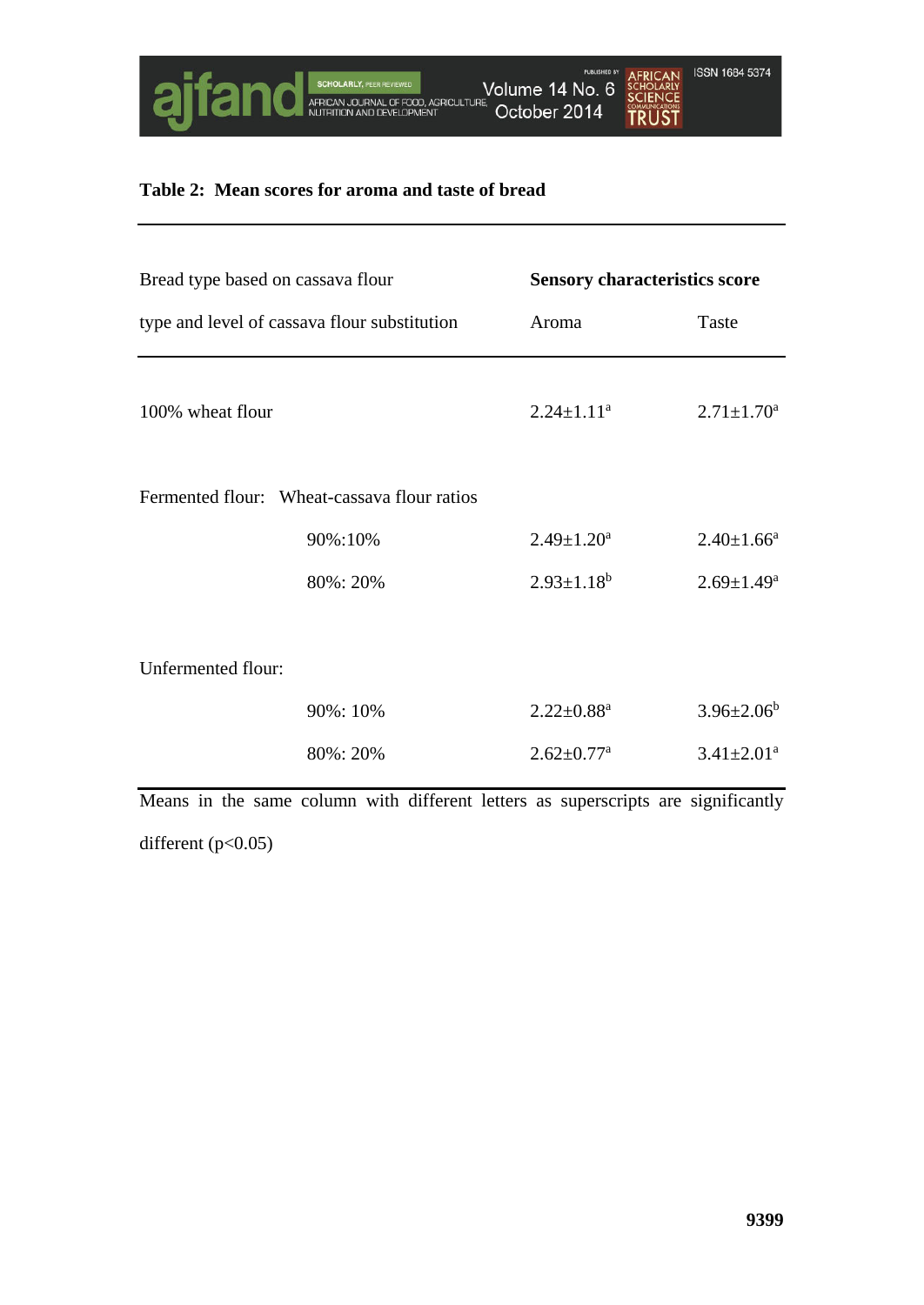**Table 2: Mean scores for aroma and taste of bread**

| Bread type based on cassava flour type and level of cassava flour substitution | | Sensory characteristics score | |
|---|---|---|---|
| | | Aroma | Taste |
| 100% wheat flour | | $2.24 \pm 1.11^a$ | $2.71 \pm 1.70^a$ |
| Fermented flour: | Wheat-cassava flour ratios | | |
| | 90%:10% | $2.49 \pm 1.20^a$ | $2.40 \pm 1.66^a$ |
| | 80%: 20% | $2.93 \pm 1.18^b$ | $2.69 \pm 1.49^a$ |
| Unfermented flour: | | | |
| | 90%: 10% | $2.22 \pm 0.88^a$ | $3.96 \pm 2.06^b$ |
| | 80%: 20% | $2.62 \pm 0.77^a$ | $3.41 \pm 2.01^a$ |

Means in the same column with different letters as superscripts are significantly different ($p<0.05$)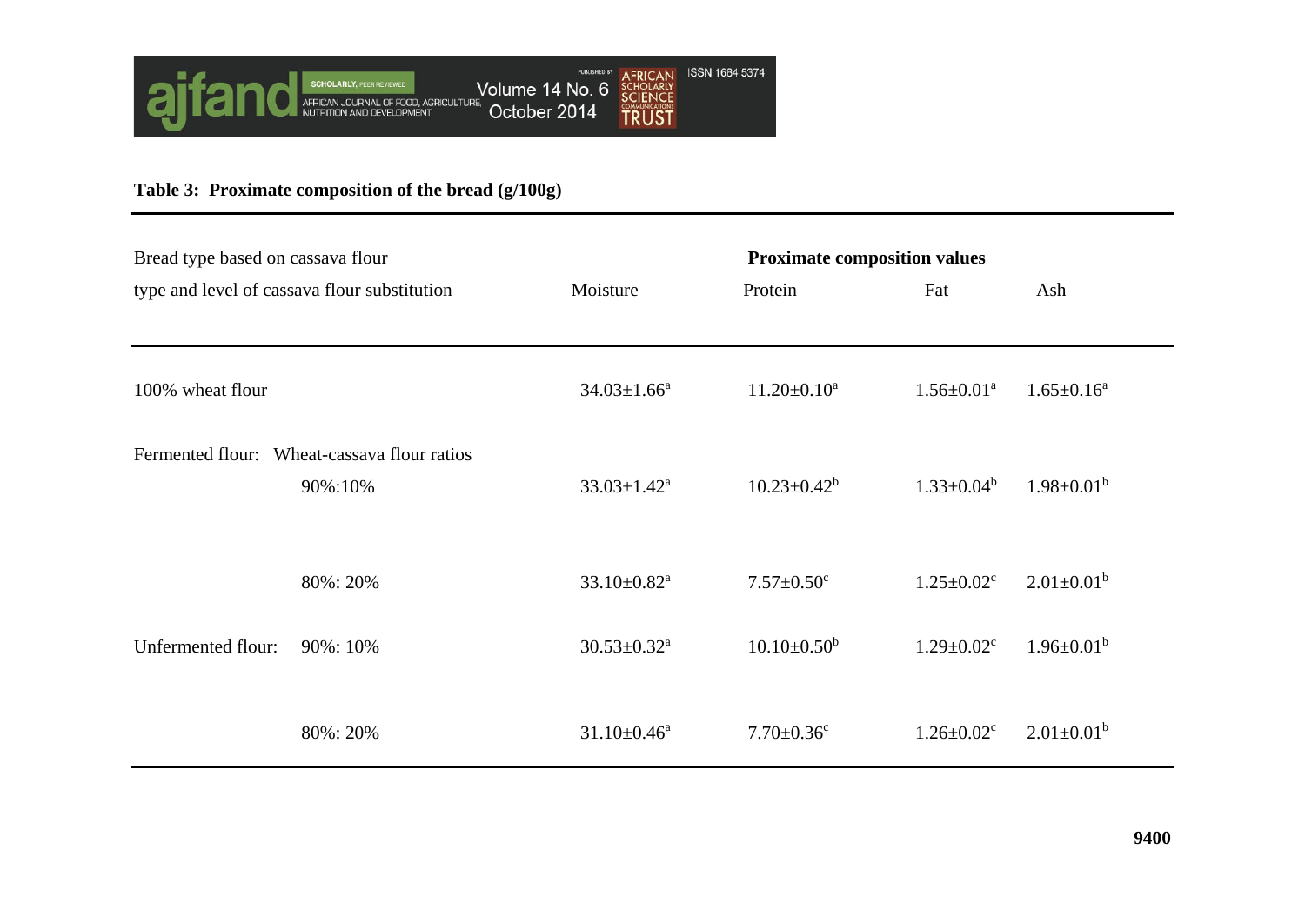**Table 3: Proximate composition of the bread (g/100g)**

| Bread type based on cassava flour type and level of cassava flour substitution | | Proximate composition values | | | |
|---|---|---|---|---|---|
| | | Moisture | Protein | Fat | Ash |
| 100% wheat flour | | $34.03 \pm 1.66^{a}$ | $11.20 \pm 0.10^{a}$ | $1.56 \pm 0.01^{a}$ | $1.65 \pm 0.16^{a}$ |
| Fermented flour: Wheat-cassava flour ratios | 90%:10% | $33.03 \pm 1.42^{a}$ | $10.23 \pm 0.42^{b}$ | $1.33 \pm 0.04^{b}$ | $1.98 \pm 0.01^{b}$ |
| | 80%: 20% | $33.10 \pm 0.82^{a}$ | $7.57 \pm 0.50^{c}$ | $1.25 \pm 0.02^{c}$ | $2.01 \pm 0.01^{b}$ |
| Unfermented flour: | 90%: 10% | $30.53 \pm 0.32^{a}$ | $10.10 \pm 0.50^{b}$ | $1.29 \pm 0.02^{c}$ | $1.96 \pm 0.01^{b}$ |
| | 80%: 20% | $31.10 \pm 0.46^{a}$ | $7.70 \pm 0.36^{c}$ | $1.26 \pm 0.02^{c}$ | $2.01 \pm 0.01^{b}$ |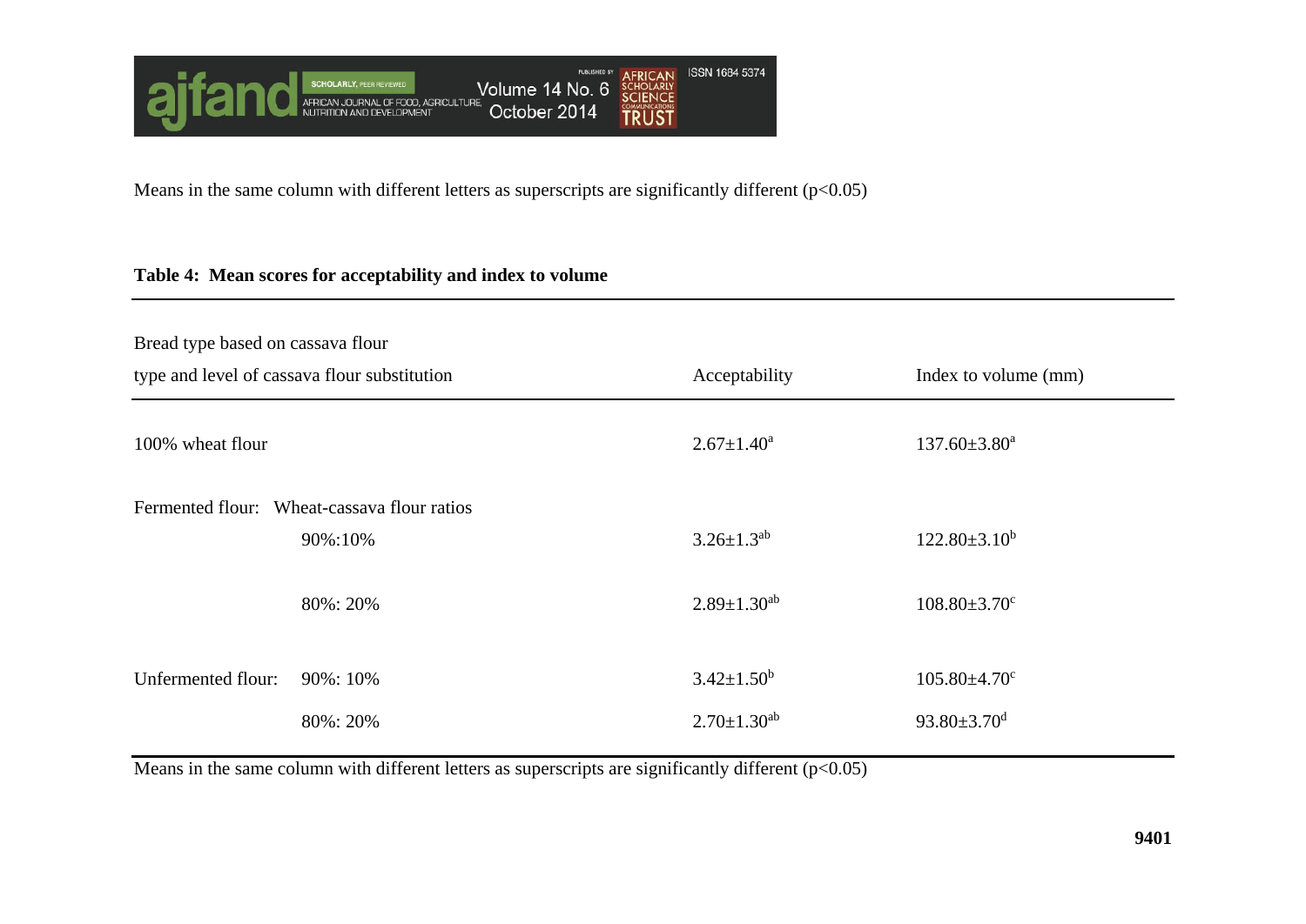Means in the same column with different letters as superscripts are significantly different ($p<0.05$)

**Table 4: Mean scores for acceptability and index to volume**

| Bread type based on cassava flour type and level of cassava flour substitution | | Acceptability | Index to volume (mm) |
|---|---|---|---|
| 100% wheat flour | | $2.67 \pm 1.40^{a}$ | $137.60 \pm 3.80^{a}$ |
| Fermented flour: | Wheat-cassava flour ratios | | |
| | 90%:10% | $3.26 \pm 1.3^{ab}$ | $122.80 \pm 3.10^{b}$ |
| | 80%: 20% | $2.89 \pm 1.30^{ab}$ | $108.80 \pm 3.70^{c}$ |
| Unfermented flour: | 90%: 10% | $3.42 \pm 1.50^{b}$ | $105.80 \pm 4.70^{c}$ |
| | 80%: 20% | $2.70 \pm 1.30^{ab}$ | $93.80 \pm 3.70^{d}$ |

Means in the same column with different letters as superscripts are significantly different ($p<0.05$)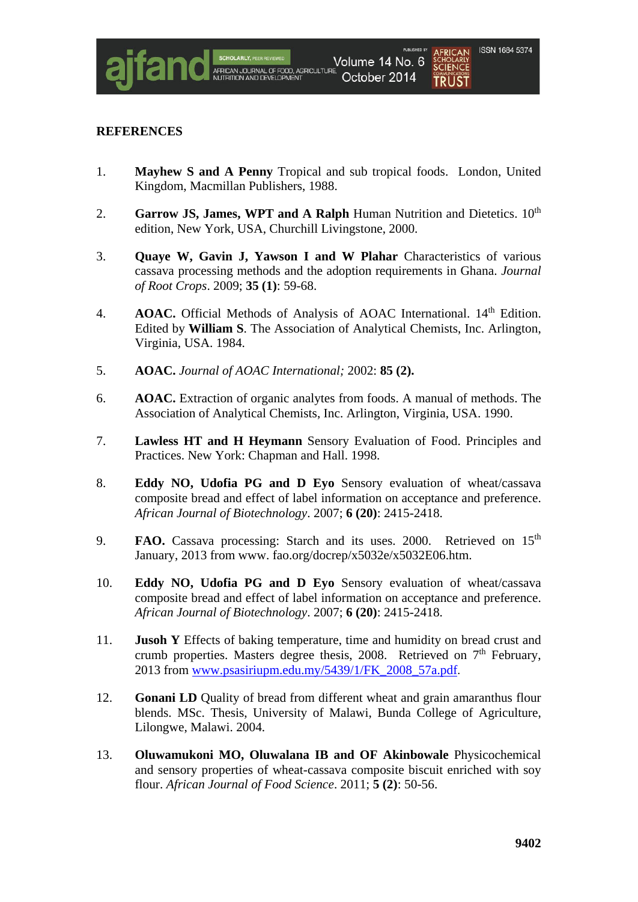## REFERENCES

1. **Mayhew S and A Penny** Tropical and sub tropical foods. London, United Kingdom, Macmillan Publishers, 1988.

2. **Garrow JS, James, WPT and A Ralph** Human Nutrition and Dietetics. 10th edition, New York, USA, Churchill Livingstone, 2000.

3. **Quaye W, Gavin J, Yawson I and W Plahar** Characteristics of various cassava processing methods and the adoption requirements in Ghana. *Journal of Root Crops*. 2009; **35 (1)**: 59-68.

4. **AOAC.** Official Methods of Analysis of AOAC International. 14th Edition. Edited by **William S**. The Association of Analytical Chemists, Inc. Arlington, Virginia, USA. 1984.

5. **AOAC.** *Journal of AOAC International;* 2002: **85 (2).**

6. **AOAC.** Extraction of organic analytes from foods. A manual of methods. The Association of Analytical Chemists, Inc. Arlington, Virginia, USA. 1990.

7. **Lawless HT and H Heymann** Sensory Evaluation of Food. Principles and Practices. New York: Chapman and Hall. 1998.

8. **Eddy NO, Udofia PG and D Eyo** Sensory evaluation of wheat/cassava composite bread and effect of label information on acceptance and preference. *African Journal of Biotechnology*. 2007; **6 (20)**: 2415-2418.

9. **FAO.** Cassava processing: Starch and its uses. 2000. Retrieved on 15th January, 2013 from www. fao.org/docrep/x5032e/x5032E06.htm.

10. **Eddy NO, Udofia PG and D Eyo** Sensory evaluation of wheat/cassava composite bread and effect of label information on acceptance and preference. *African Journal of Biotechnology*. 2007; **6 (20)**: 2415-2418.

11. **Jusoh Y** Effects of baking temperature, time and humidity on bread crust and crumb properties. Masters degree thesis, 2008. Retrieved on 7th February, 2013 from www.psasiriupm.edu.my/5439/1/FK_2008_57a.pdf.

12. **Gonani LD** Quality of bread from different wheat and grain amaranthus flour blends. MSc. Thesis, University of Malawi, Bunda College of Agriculture, Lilongwe, Malawi. 2004.

13. **Oluwamukoni MO, Oluwalana IB and OF Akinbowale** Physicochemical and sensory properties of wheat-cassava composite biscuit enriched with soy flour. *African Journal of Food Science*. 2011; **5 (2)**: 50-56.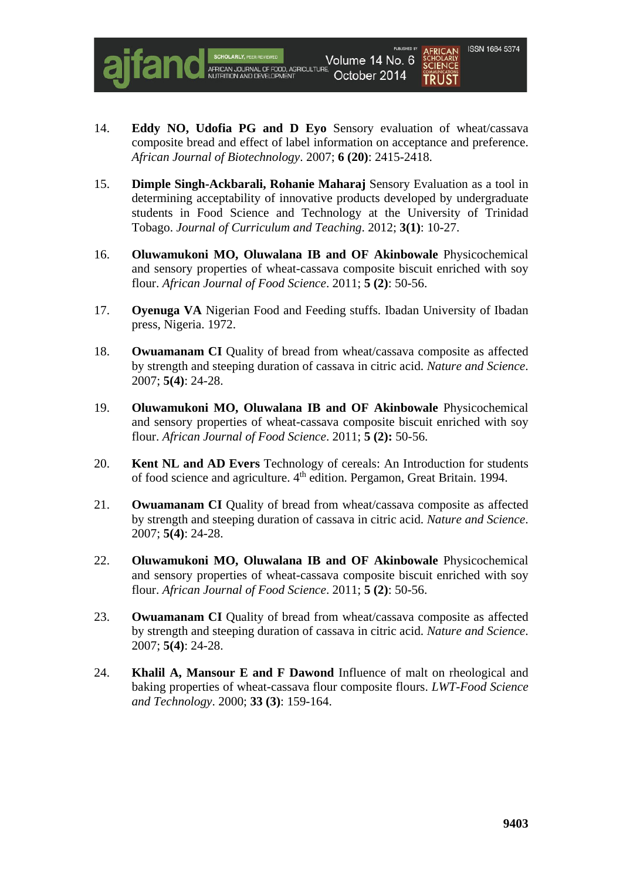14. **Eddy NO, Udofia PG and D Eyo** Sensory evaluation of wheat/cassava composite bread and effect of label information on acceptance and preference. *African Journal of Biotechnology*. 2007; **6 (20)**: 2415-2418.

15. **Dimple Singh-Ackbarali, Rohanie Maharaj** Sensory Evaluation as a tool in determining acceptability of innovative products developed by undergraduate students in Food Science and Technology at the University of Trinidad Tobago. *Journal of Curriculum and Teaching*. 2012; **3(1)**: 10-27.

16. **Oluwamukoni MO, Oluwalana IB and OF Akinbowale** Physicochemical and sensory properties of wheat-cassava composite biscuit enriched with soy flour. *African Journal of Food Science*. 2011; **5 (2)**: 50-56.

17. **Oyenuga VA** Nigerian Food and Feeding stuffs. Ibadan University of Ibadan press, Nigeria. 1972.

18. **Owuamanam CI** Quality of bread from wheat/cassava composite as affected by strength and steeping duration of cassava in citric acid. *Nature and Science*. 2007; **5(4)**: 24-28.

19. **Oluwamukoni MO, Oluwalana IB and OF Akinbowale** Physicochemical and sensory properties of wheat-cassava composite biscuit enriched with soy flour. *African Journal of Food Science*. 2011; **5 (2):** 50-56.

20. **Kent NL and AD Evers** Technology of cereals: An Introduction for students of food science and agriculture. 4th edition. Pergamon, Great Britain. 1994.

21. **Owuamanam CI** Quality of bread from wheat/cassava composite as affected by strength and steeping duration of cassava in citric acid. *Nature and Science*. 2007; **5(4)**: 24-28.

22. **Oluwamukoni MO, Oluwalana IB and OF Akinbowale** Physicochemical and sensory properties of wheat-cassava composite biscuit enriched with soy flour. *African Journal of Food Science*. 2011; **5 (2)**: 50-56.

23. **Owuamanam CI** Quality of bread from wheat/cassava composite as affected by strength and steeping duration of cassava in citric acid. *Nature and Science*. 2007; **5(4)**: 24-28.

24. **Khalil A, Mansour E and F Dawond** Influence of malt on rheological and baking properties of wheat-cassava flour composite flours. *LWT-Food Science and Technology*. 2000; **33 (3)**: 159-164.